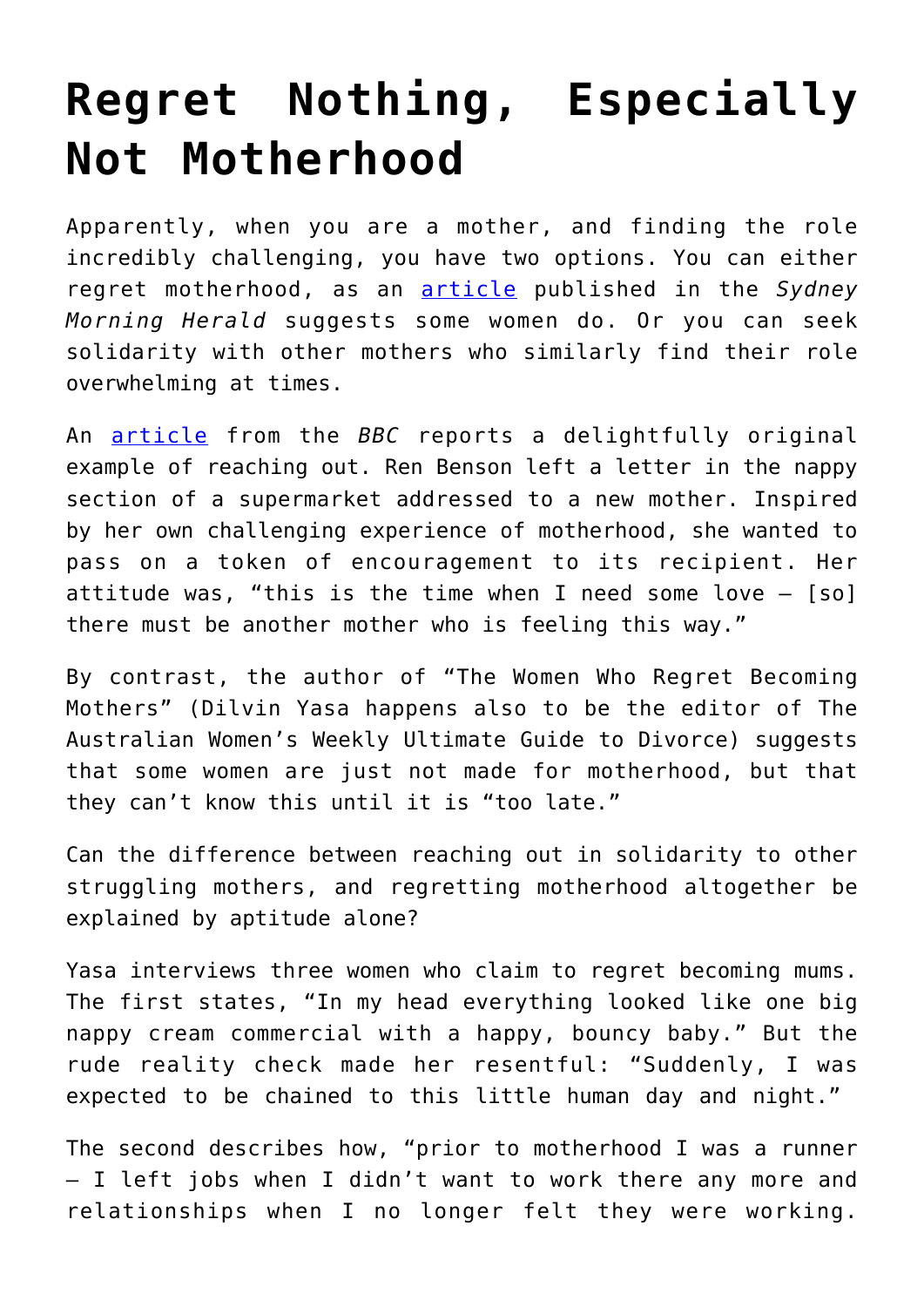# Regret Nothing, Especially Not Motherhood

Apparently, when you are a mother, and finding the role incredibly challenging, you have two options. You can either regret motherhood, as an article published in the *Sydney Morning Herald* suggests some women do. Or you can seek solidarity with other mothers who similarly find their role overwhelming at times.

An article from the *BBC* reports a delightfully original example of reaching out. Ren Benson left a letter in the nappy section of a supermarket addressed to a new mother. Inspired by her own challenging experience of motherhood, she wanted to pass on a token of encouragement to its recipient. Her attitude was, "this is the time when I need some love – [so] there must be another mother who is feeling this way."

By contrast, the author of "The Women Who Regret Becoming Mothers" (Dilvin Yasa happens also to be the editor of The Australian Women's Weekly Ultimate Guide to Divorce) suggests that some women are just not made for motherhood, but that they can't know this until it is "too late."

Can the difference between reaching out in solidarity to other struggling mothers, and regretting motherhood altogether be explained by aptitude alone?

Yasa interviews three women who claim to regret becoming mums. The first states, "In my head everything looked like one big nappy cream commercial with a happy, bouncy baby." But the rude reality check made her resentful: "Suddenly, I was expected to be chained to this little human day and night."

The second describes how, "prior to motherhood I was a runner – I left jobs when I didn't want to work there any more and relationships when I no longer felt they were working.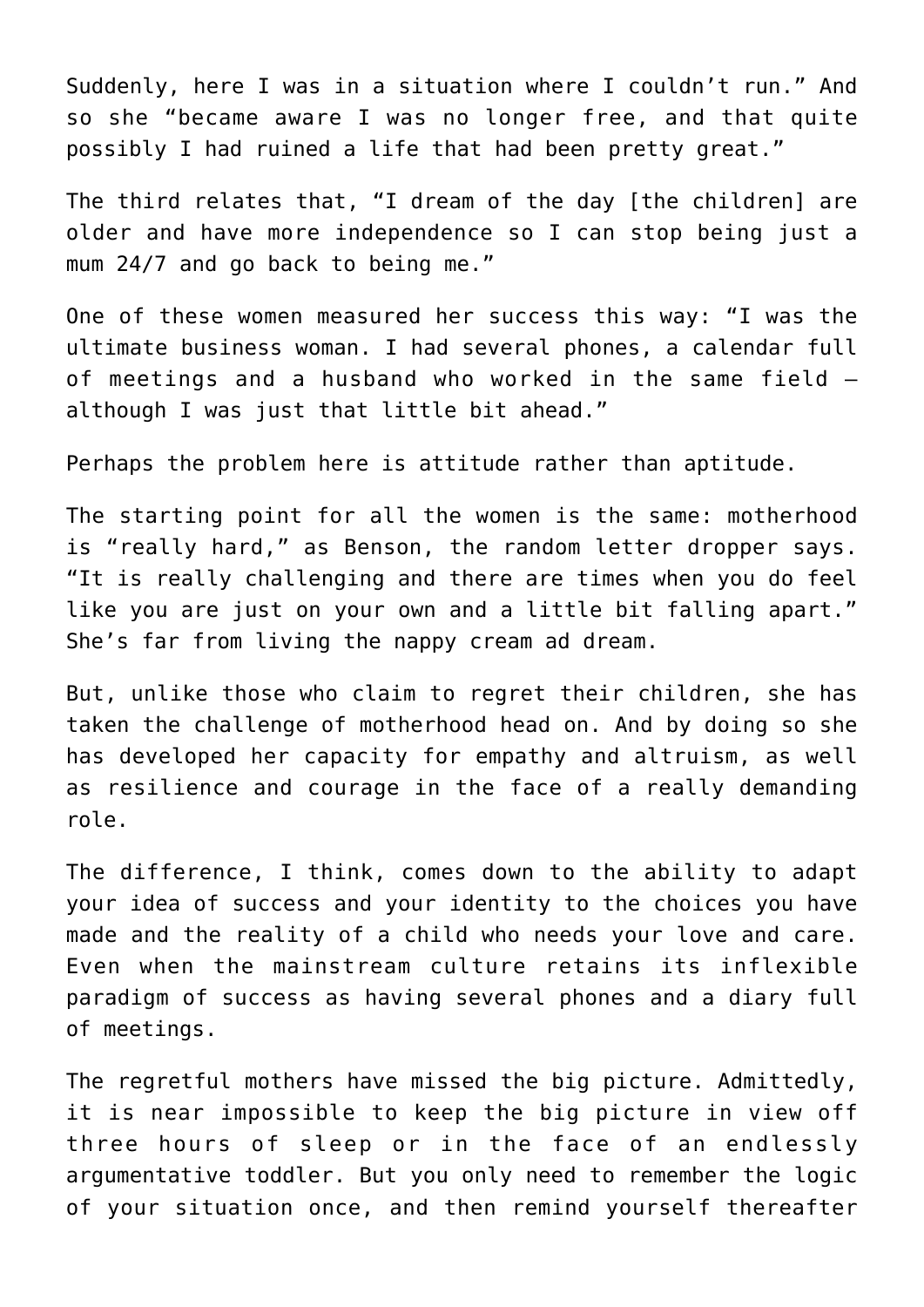Suddenly, here I was in a situation where I couldn't run." And so she "became aware I was no longer free, and that quite possibly I had ruined a life that had been pretty great."

The third relates that, "I dream of the day [the children] are older and have more independence so I can stop being just a mum 24/7 and go back to being me."

One of these women measured her success this way: "I was the ultimate business woman. I had several phones, a calendar full of meetings and a husband who worked in the same field – although I was just that little bit ahead."

Perhaps the problem here is attitude rather than aptitude.

The starting point for all the women is the same: motherhood is "really hard," as Benson, the random letter dropper says. "It is really challenging and there are times when you do feel like you are just on your own and a little bit falling apart." She's far from living the nappy cream ad dream.

But, unlike those who claim to regret their children, she has taken the challenge of motherhood head on. And by doing so she has developed her capacity for empathy and altruism, as well as resilience and courage in the face of a really demanding role.

The difference, I think, comes down to the ability to adapt your idea of success and your identity to the choices you have made and the reality of a child who needs your love and care. Even when the mainstream culture retains its inflexible paradigm of success as having several phones and a diary full of meetings.

The regretful mothers have missed the big picture. Admittedly, it is near impossible to keep the big picture in view off three hours of sleep or in the face of an endlessly argumentative toddler. But you only need to remember the logic of your situation once, and then remind yourself thereafter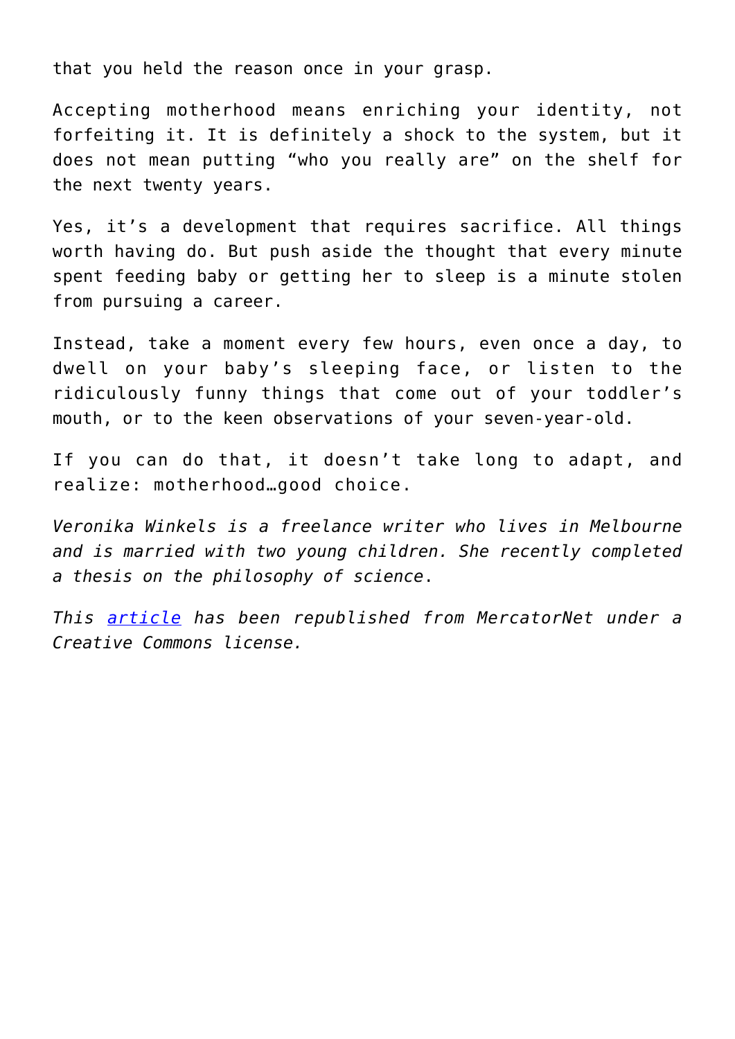that you held the reason once in your grasp.

Accepting motherhood means enriching your identity, not forfeiting it. It is definitely a shock to the system, but it does not mean putting “who you really are” on the shelf for the next twenty years.

Yes, it’s a development that requires sacrifice. All things worth having do. But push aside the thought that every minute spent feeding baby or getting her to sleep is a minute stolen from pursuing a career.

Instead, take a moment every few hours, even once a day, to dwell on your baby’s sleeping face, or listen to the ridiculously funny things that come out of your toddler’s mouth, or to the keen observations of your seven-year-old.

If you can do that, it doesn’t take long to adapt, and realize: motherhood…good choice.

*Veronika Winkels is a freelance writer who lives in Melbourne and is married with two young children. She recently completed a thesis on the philosophy of science*.

*This [article](article) has been republished from MercatorNet under a Creative Commons license.*